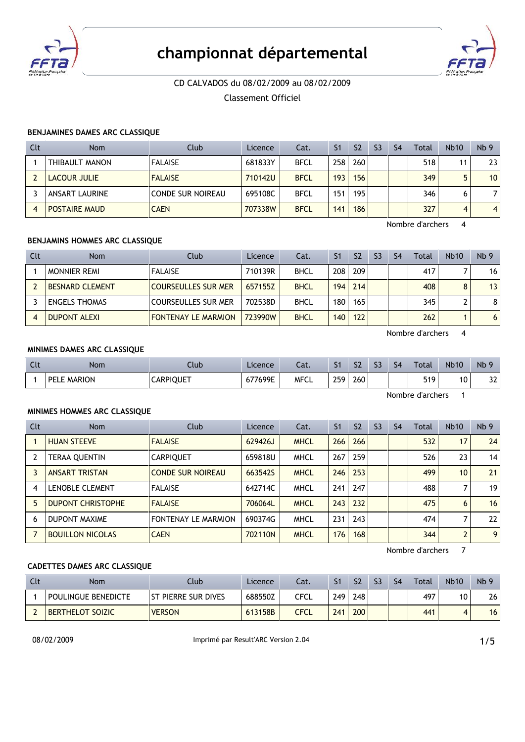# championnat départemental

CD CALVADOS du 08/02/2009 au 08/02/2009

Classement Officiel

### BENJAMINES DAMES ARC CLASSIQUE

| Clt | Nom | Club | Licence | Cat. | S1 | S2 | S3 | S4 | Total | Nb10 | Nb 9 |
|---|---|---|---|---|---|---|---|---|---|---|---|
| 1 | THIBAULT MANON | FALAISE | 681833Y | BFCL | 258 | 260 | | | 518 | 11 | 23 |
| 2 | LACOUR JULIE | FALAISE | 710142U | BFCL | 193 | 156 | | | 349 | 5 | 10 |
| 3 | ANSART LAURINE | CONDE SUR NOIREAU | 695108C | BFCL | 151 | 195 | | | 346 | 6 | 7 |
| 4 | POSTAIRE MAUD | CAEN | 707338W | BFCL | 141 | 186 | | | 327 | 4 | 4 |

Nombre d'archers 4

### BENJAMINS HOMMES ARC CLASSIQUE

| Clt | Nom | Club | Licence | Cat. | S1 | S2 | S3 | S4 | Total | Nb10 | Nb 9 |
|---|---|---|---|---|---|---|---|---|---|---|---|
| 1 | MONNIER REMI | FALAISE | 710139R | BHCL | 208 | 209 | | | 417 | 7 | 16 |
| 2 | BESNARD CLEMENT | COURSEULLES SUR MER | 657155Z | BHCL | 194 | 214 | | | 408 | 8 | 13 |
| 3 | ENGELS THOMAS | COURSEULLES SUR MER | 702538D | BHCL | 180 | 165 | | | 345 | 2 | 8 |
| 4 | DUPONT ALEXI | FONTENAY LE MARMION | 723990W | BHCL | 140 | 122 | | | 262 | 1 | 6 |

Nombre d'archers 4

### MINIMES DAMES ARC CLASSIQUE

| Clt | Nom | Club | Licence | Cat. | S1 | S2 | S3 | S4 | Total | Nb10 | Nb 9 |
|---|---|---|---|---|---|---|---|---|---|---|---|
| 1 | PELE MARION | CARPIQUET | 677699E | MFCL | 259 | 260 | | | 519 | 10 | 32 |

Nombre d'archers 1

### MINIMES HOMMES ARC CLASSIQUE

| Clt | Nom | Club | Licence | Cat. | S1 | S2 | S3 | S4 | Total | Nb10 | Nb 9 |
|---|---|---|---|---|---|---|---|---|---|---|---|
| 1 | HUAN STEEVE | FALAISE | 629426J | MHCL | 266 | 266 | | | 532 | 17 | 24 |
| 2 | TERAA QUENTIN | CARPIQUET | 659818U | MHCL | 267 | 259 | | | 526 | 23 | 14 |
| 3 | ANSART TRISTAN | CONDE SUR NOIREAU | 663542S | MHCL | 246 | 253 | | | 499 | 10 | 21 |
| 4 | LENOBLE CLEMENT | FALAISE | 642714C | MHCL | 241 | 247 | | | 488 | 7 | 19 |
| 5 | DUPONT CHRISTOPHE | FALAISE | 706064L | MHCL | 243 | 232 | | | 475 | 6 | 16 |
| 6 | DUPONT MAXIME | FONTENAY LE MARMION | 690374G | MHCL | 231 | 243 | | | 474 | 7 | 22 |
| 7 | BOUILLON NICOLAS | CAEN | 702110N | MHCL | 176 | 168 | | | 344 | 2 | 9 |

Nombre d'archers 7

### CADETTES DAMES ARC CLASSIQUE

| Clt | Nom | Club | Licence | Cat. | S1 | S2 | S3 | S4 | Total | Nb10 | Nb 9 |
|---|---|---|---|---|---|---|---|---|---|---|---|
| 1 | POULINGUE BENEDICTE | ST PIERRE SUR DIVES | 688550Z | CFCL | 249 | 248 | | | 497 | 10 | 26 |
| 2 | BERTHELOT SOIZIC | VERSON | 613158B | CFCL | 241 | 200 | | | 441 | 4 | 16 |

08/02/2009 Imprimé par Result'ARC Version 2.04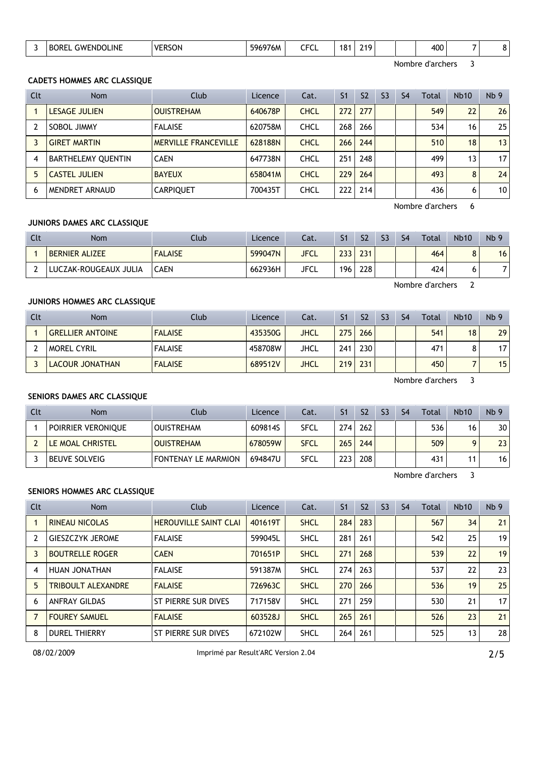| 3 | BOREL GWENDOLINE | VERSON | 596976M | CFCL | 181 | 219 | | | 400 | 7 | 8 |
|---|---|---|---|---|---|---|---|---|---|---|---|

Nombre d'archers 3

### CADETS HOMMES ARC CLASSIQUE

| Clt | Nom | Club | Licence | Cat. | S1 | S2 | S3 | S4 | Total | Nb10 | Nb 9 |
|---|---|---|---|---|---|---|---|---|---|---|---|
| 1 | LESAGE JULIEN | OUISTREHAM | 640678P | CHCL | 272 | 277 | | | 549 | 22 | 26 |
| 2 | SOBOL JIMMY | FALAISE | 620758M | CHCL | 268 | 266 | | | 534 | 16 | 25 |
| 3 | GIRET MARTIN | MERVILLE FRANCEVILLE | 628188N | CHCL | 266 | 244 | | | 510 | 18 | 13 |
| 4 | BARTHELEMY QUENTIN | CAEN | 647738N | CHCL | 251 | 248 | | | 499 | 13 | 17 |
| 5 | CASTEL JULIEN | BAYEUX | 658041M | CHCL | 229 | 264 | | | 493 | 8 | 24 |
| 6 | MENDRET ARNAUD | CARPIQUET | 700435T | CHCL | 222 | 214 | | | 436 | 6 | 10 |

Nombre d'archers 6

### JUNIORS DAMES ARC CLASSIQUE

| Clt | Nom | Club | Licence | Cat. | S1 | S2 | S3 | S4 | Total | Nb10 | Nb 9 |
|---|---|---|---|---|---|---|---|---|---|---|---|
| 1 | BERNIER ALIZEE | FALAISE | 599047N | JFCL | 233 | 231 | | | 464 | 8 | 16 |
| 2 | LUCZAK-ROUGEAUX JULIA | CAEN | 662936H | JFCL | 196 | 228 | | | 424 | 6 | 7 |

Nombre d'archers 2

### JUNIORS HOMMES ARC CLASSIQUE

| Clt | Nom | Club | Licence | Cat. | S1 | S2 | S3 | S4 | Total | Nb10 | Nb 9 |
|---|---|---|---|---|---|---|---|---|---|---|---|
| 1 | GRELLIER ANTOINE | FALAISE | 435350G | JHCL | 275 | 266 | | | 541 | 18 | 29 |
| 2 | MOREL CYRIL | FALAISE | 458708W | JHCL | 241 | 230 | | | 471 | 8 | 17 |
| 3 | LACOUR JONATHAN | FALAISE | 689512V | JHCL | 219 | 231 | | | 450 | 7 | 15 |

Nombre d'archers 3

### SENIORS DAMES ARC CLASSIQUE

| Clt | Nom | Club | Licence | Cat. | S1 | S2 | S3 | S4 | Total | Nb10 | Nb 9 |
|---|---|---|---|---|---|---|---|---|---|---|---|
| 1 | POIRRIER VERONIQUE | OUISTREHAM | 609814S | SFCL | 274 | 262 | | | 536 | 16 | 30 |
| 2 | LE MOAL CHRISTEL | OUISTREHAM | 678059W | SFCL | 265 | 244 | | | 509 | 9 | 23 |
| 3 | BEUVE SOLVEIG | FONTENAY LE MARMION | 694847U | SFCL | 223 | 208 | | | 431 | 11 | 16 |

Nombre d'archers 3

### SENIORS HOMMES ARC CLASSIQUE

| Clt | Nom | Club | Licence | Cat. | S1 | S2 | S3 | S4 | Total | Nb10 | Nb 9 |
|---|---|---|---|---|---|---|---|---|---|---|---|
| 1 | RINEAU NICOLAS | HEROUVILLE SAINT CLAI | 401619T | SHCL | 284 | 283 | | | 567 | 34 | 21 |
| 2 | GIESZCZYK JEROME | FALAISE | 599045L | SHCL | 281 | 261 | | | 542 | 25 | 19 |
| 3 | BOUTRELLE ROGER | CAEN | 701651P | SHCL | 271 | 268 | | | 539 | 22 | 19 |
| 4 | HUAN JONATHAN | FALAISE | 591387M | SHCL | 274 | 263 | | | 537 | 22 | 23 |
| 5 | TRIBOULT ALEXANDRE | FALAISE | 726963C | SHCL | 270 | 266 | | | 536 | 19 | 25 |
| 6 | ANFRAY GILDAS | ST PIERRE SUR DIVES | 717158V | SHCL | 271 | 259 | | | 530 | 21 | 17 |
| 7 | FOUREY SAMUEL | FALAISE | 603528J | SHCL | 265 | 261 | | | 526 | 23 | 21 |
| 8 | DUREL THIERRY | ST PIERRE SUR DIVES | 672102W | SHCL | 264 | 261 | | | 525 | 13 | 28 |

08/02/2009 Imprimé par Result'ARC Version 2.04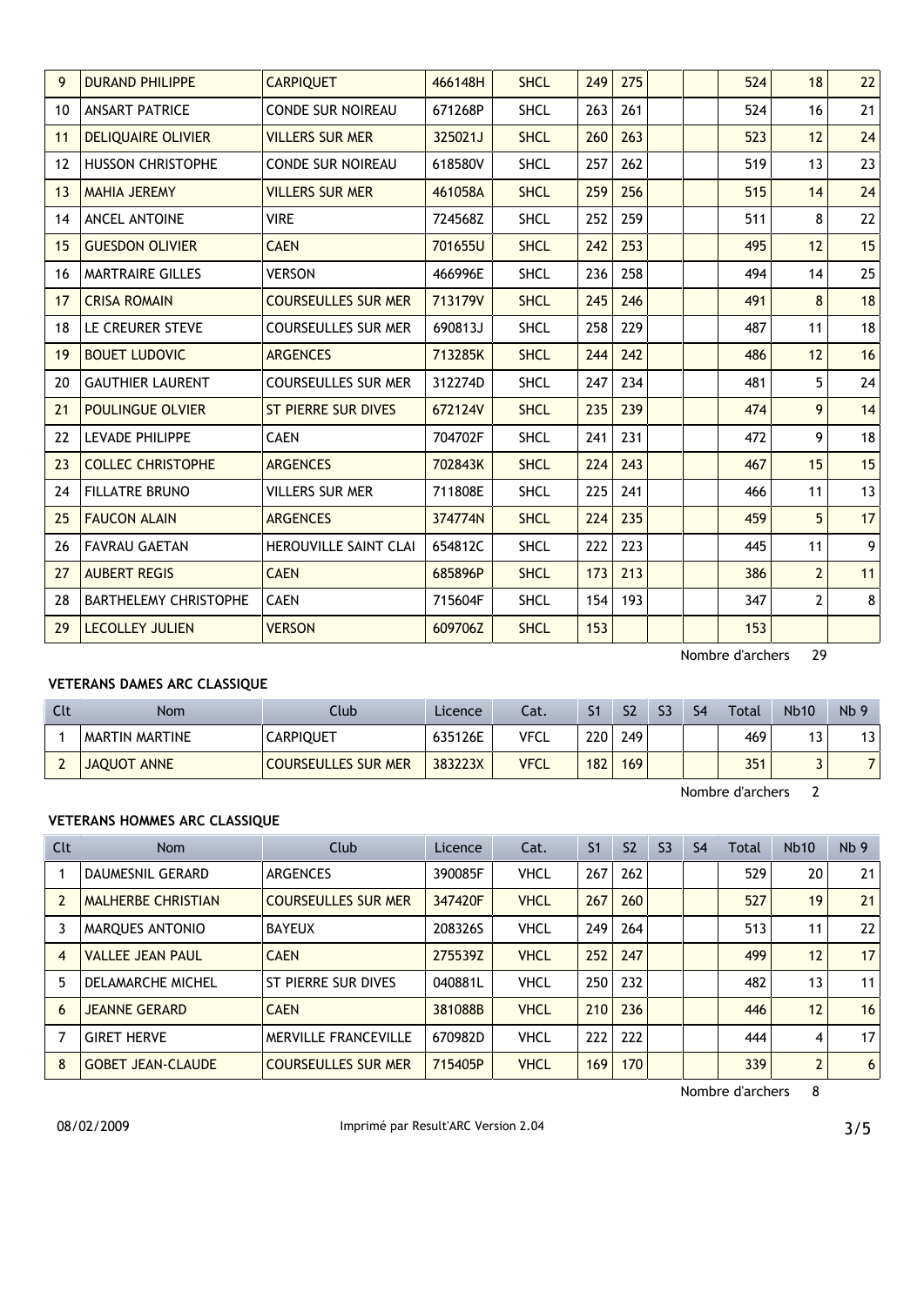| Clt | Nom | Club | Licence | Cat. | S1 | S2 | S3 | S4 | Total | Nb10 | Nb 9 |
|---|---|---|---|---|---|---|---|---|---|---|---|
| 9 | DURAND PHILIPPE | CARPIQUET | 466148H | SHCL | 249 | 275 | | | 524 | 18 | 22 |
| 10 | ANSART PATRICE | CONDE SUR NOIREAU | 671268P | SHCL | 263 | 261 | | | 524 | 16 | 21 |
| 11 | DELIQUAIRE OLIVIER | VILLERS SUR MER | 325021J | SHCL | 260 | 263 | | | 523 | 12 | 24 |
| 12 | HUSSON CHRISTOPHE | CONDE SUR NOIREAU | 618580V | SHCL | 257 | 262 | | | 519 | 13 | 23 |
| 13 | MAHIA JEREMY | VILLERS SUR MER | 461058A | SHCL | 259 | 256 | | | 515 | 14 | 24 |
| 14 | ANCEL ANTOINE | VIRE | 724568Z | SHCL | 252 | 259 | | | 511 | 8 | 22 |
| 15 | GUESDON OLIVIER | CAEN | 701655U | SHCL | 242 | 253 | | | 495 | 12 | 15 |
| 16 | MARTRAIRE GILLES | VERSON | 466996E | SHCL | 236 | 258 | | | 494 | 14 | 25 |
| 17 | CRISA ROMAIN | COURSEULLES SUR MER | 713179V | SHCL | 245 | 246 | | | 491 | 8 | 18 |
| 18 | LE CREURER STEVE | COURSEULLES SUR MER | 690813J | SHCL | 258 | 229 | | | 487 | 11 | 18 |
| 19 | BOUET LUDOVIC | ARGENCES | 713285K | SHCL | 244 | 242 | | | 486 | 12 | 16 |
| 20 | GAUTHIER LAURENT | COURSEULLES SUR MER | 312274D | SHCL | 247 | 234 | | | 481 | 5 | 24 |
| 21 | POULINGUE OLVIER | ST PIERRE SUR DIVES | 672124V | SHCL | 235 | 239 | | | 474 | 9 | 14 |
| 22 | LEVADE PHILIPPE | CAEN | 704702F | SHCL | 241 | 231 | | | 472 | 9 | 18 |
| 23 | COLLEC CHRISTOPHE | ARGENCES | 702843K | SHCL | 224 | 243 | | | 467 | 15 | 15 |
| 24 | FILLATRE BRUNO | VILLERS SUR MER | 711808E | SHCL | 225 | 241 | | | 466 | 11 | 13 |
| 25 | FAUCON ALAIN | ARGENCES | 374774N | SHCL | 224 | 235 | | | 459 | 5 | 17 |
| 26 | FAVRAU GAETAN | HEROUVILLE SAINT CLAI | 654812C | SHCL | 222 | 223 | | | 445 | 11 | 9 |
| 27 | AUBERT REGIS | CAEN | 685896P | SHCL | 173 | 213 | | | 386 | 2 | 11 |
| 28 | BARTHELEMY CHRISTOPHE | CAEN | 715604F | SHCL | 154 | 193 | | | 347 | 2 | 8 |
| 29 | LECOLLEY JULIEN | VERSON | 609706Z | SHCL | 153 | | | | 153 | | |

Nombre d'archers 29

### VETERANS DAMES ARC CLASSIQUE

| Clt | Nom | Club | Licence | Cat. | S1 | S2 | S3 | S4 | Total | Nb10 | Nb 9 |
|---|---|---|---|---|---|---|---|---|---|---|---|
| 1 | MARTIN MARTINE | CARPIQUET | 635126E | VFCL | 220 | 249 | | | 469 | 13 | 13 |
| 2 | JAQUOT ANNE | COURSEULLES SUR MER | 383223X | VFCL | 182 | 169 | | | 351 | 3 | 7 |

Nombre d'archers 2

### VETERANS HOMMES ARC CLASSIQUE

| Clt | Nom | Club | Licence | Cat. | S1 | S2 | S3 | S4 | Total | Nb10 | Nb 9 |
|---|---|---|---|---|---|---|---|---|---|---|---|
| 1 | DAUMESNIL GERARD | ARGENCES | 390085F | VHCL | 267 | 262 | | | 529 | 20 | 21 |
| 2 | MALHERBE CHRISTIAN | COURSEULLES SUR MER | 347420F | VHCL | 267 | 260 | | | 527 | 19 | 21 |
| 3 | MARQUES ANTONIO | BAYEUX | 208326S | VHCL | 249 | 264 | | | 513 | 11 | 22 |
| 4 | VALLEE JEAN PAUL | CAEN | 275539Z | VHCL | 252 | 247 | | | 499 | 12 | 17 |
| 5 | DELAMARCHE MICHEL | ST PIERRE SUR DIVES | 040881L | VHCL | 250 | 232 | | | 482 | 13 | 11 |
| 6 | JEANNE GERARD | CAEN | 381088B | VHCL | 210 | 236 | | | 446 | 12 | 16 |
| 7 | GIRET HERVE | MERVILLE FRANCEVILLE | 670982D | VHCL | 222 | 222 | | | 444 | 4 | 17 |
| 8 | GOBET JEAN-CLAUDE | COURSEULLES SUR MER | 715405P | VHCL | 169 | 170 | | | 339 | 2 | 6 |

Nombre d'archers 8

08/02/2009 Imprimé par Result'ARC Version 2.04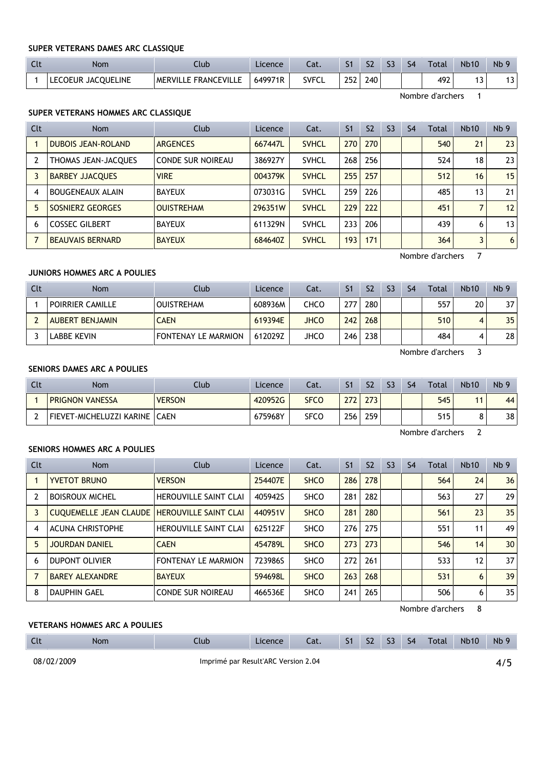#### SUPER VETERANS DAMES ARC CLASSIQUE

| Clt | Nom | Club | Licence | Cat. | S1 | S2 | S3 | S4 | Total | Nb10 | Nb 9 |
|---|---|---|---|---|---|---|---|---|---|---|---|
| 1 | LECOEUR JACQUELINE | MERVILLE FRANCEVILLE | 649971R | SVFCL | 252 | 240 | | | 492 | 13 | 13 |

Nombre d'archers 1

#### SUPER VETERANS HOMMES ARC CLASSIQUE

| Clt | Nom | Club | Licence | Cat. | S1 | S2 | S3 | S4 | Total | Nb10 | Nb 9 |
|---|---|---|---|---|---|---|---|---|---|---|---|
| 1 | DUBOIS JEAN-ROLAND | ARGENCES | 667447L | SVHCL | 270 | 270 | | | 540 | 21 | 23 |
| 2 | THOMAS JEAN-JACQUES | CONDE SUR NOIREAU | 386927Y | SVHCL | 268 | 256 | | | 524 | 18 | 23 |
| 3 | BARBEY JJACQUES | VIRE | 004379K | SVHCL | 255 | 257 | | | 512 | 16 | 15 |
| 4 | BOUGENEAUX ALAIN | BAYEUX | 073031G | SVHCL | 259 | 226 | | | 485 | 13 | 21 |
| 5 | SOSNIERZ GEORGES | OUISTREHAM | 296351W | SVHCL | 229 | 222 | | | 451 | 7 | 12 |
| 6 | COSSEC GILBERT | BAYEUX | 611329N | SVHCL | 233 | 206 | | | 439 | 6 | 13 |
| 7 | BEAUVAIS BERNARD | BAYEUX | 684640Z | SVHCL | 193 | 171 | | | 364 | 3 | 6 |

Nombre d'archers 7

#### JUNIORS HOMMES ARC A POULIES

| Clt | Nom | Club | Licence | Cat. | S1 | S2 | S3 | S4 | Total | Nb10 | Nb 9 |
|---|---|---|---|---|---|---|---|---|---|---|---|
| 1 | POIRRIER CAMILLE | OUISTREHAM | 608936M | CHCO | 277 | 280 | | | 557 | 20 | 37 |
| 2 | AUBERT BENJAMIN | CAEN | 619394E | JHCO | 242 | 268 | | | 510 | 4 | 35 |
| 3 | LABBE KEVIN | FONTENAY LE MARMION | 612029Z | JHCO | 246 | 238 | | | 484 | 4 | 28 |

Nombre d'archers 3

#### SENIORS DAMES ARC A POULIES

| Clt | Nom | Club | Licence | Cat. | S1 | S2 | S3 | S4 | Total | Nb10 | Nb 9 |
|---|---|---|---|---|---|---|---|---|---|---|---|
| 1 | PRIGNON VANESSA | VERSON | 420952G | SFCO | 272 | 273 | | | 545 | 11 | 44 |
| 2 | FIEVET-MICHELUZZI KARINE | CAEN | 675968Y | SFCO | 256 | 259 | | | 515 | 8 | 38 |

Nombre d'archers 2

#### SENIORS HOMMES ARC A POULIES

| Clt | Nom | Club | Licence | Cat. | S1 | S2 | S3 | S4 | Total | Nb10 | Nb 9 |
|---|---|---|---|---|---|---|---|---|---|---|---|
| 1 | YVETOT BRUNO | VERSON | 254407E | SHCO | 286 | 278 | | | 564 | 24 | 36 |
| 2 | BOISROUX MICHEL | HEROUVILLE SAINT CLAI | 405942S | SHCO | 281 | 282 | | | 563 | 27 | 29 |
| 3 | CUQUEMELLE JEAN CLAUDE | HEROUVILLE SAINT CLAI | 440951V | SHCO | 281 | 280 | | | 561 | 23 | 35 |
| 4 | ACUNA CHRISTOPHE | HEROUVILLE SAINT CLAI | 625122F | SHCO | 276 | 275 | | | 551 | 11 | 49 |
| 5 | JOURDAN DANIEL | CAEN | 454789L | SHCO | 273 | 273 | | | 546 | 14 | 30 |
| 6 | DUPONT OLIVIER | FONTENAY LE MARMION | 723986S | SHCO | 272 | 261 | | | 533 | 12 | 37 |
| 7 | BAREY ALEXANDRE | BAYEUX | 594698L | SHCO | 263 | 268 | | | 531 | 6 | 39 |
| 8 | DAUPHIN GAEL | CONDE SUR NOIREAU | 466536E | SHCO | 241 | 265 | | | 506 | 6 | 35 |

Nombre d'archers 8

#### VETERANS HOMMES ARC A POULIES

| Clt | Nom | Club | Licence | Cat. | S1 | S2 | S3 | S4 | Total | Nb10 | Nb 9 |
|---|---|---|---|---|---|---|---|---|---|---|---|

08/02/2009 Imprimé par Result'ARC Version 2.04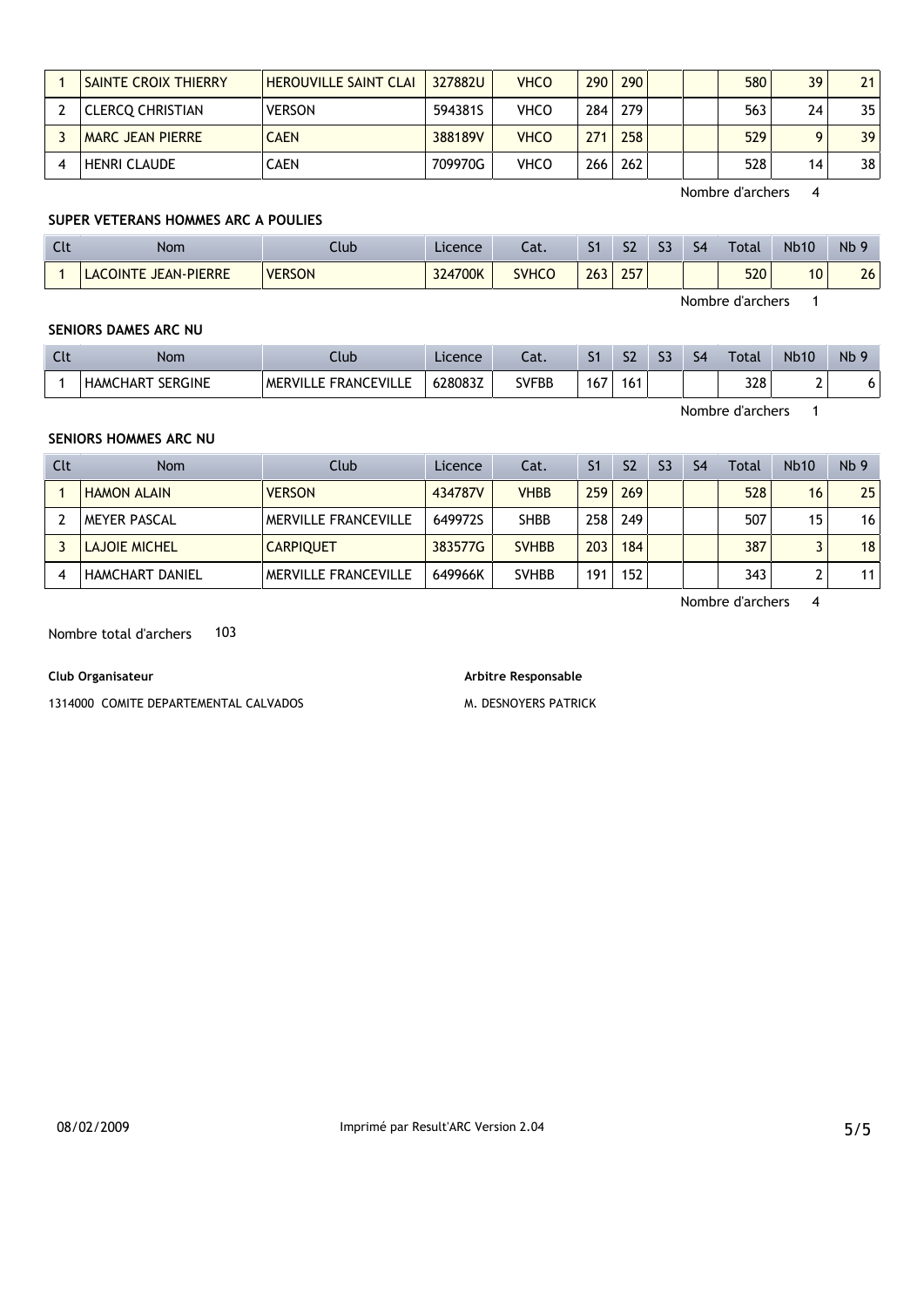| | | | | | | | | | | | |
|---|---|---|---|---|---|---|---|---|---|---|---|
| 1 | SAINTE CROIX THIERRY | HEROUVILLE SAINT CLAI | 327882U | VHCO | 290 | 290 | | | 580 | 39 | 21 |
| 2 | CLERCQ CHRISTIAN | VERSON | 594381S | VHCO | 284 | 279 | | | 563 | 24 | 35 |
| 3 | MARC JEAN PIERRE | CAEN | 388189V | VHCO | 271 | 258 | | | 529 | 9 | 39 |
| 4 | HENRI CLAUDE | CAEN | 709970G | VHCO | 266 | 262 | | | 528 | 14 | 38 |

Nombre d'archers 4

**SUPER VETERANS HOMMES ARC A POULIES**

| Clt | Nom | Club | Licence | Cat. | S1 | S2 | S3 | S4 | Total | Nb10 | Nb 9 |
|---|---|---|---|---|---|---|---|---|---|---|---|
| 1 | LACOINTE JEAN-PIERRE | VERSON | 324700K | SVHCO | 263 | 257 | | | 520 | 10 | 26 |

Nombre d'archers 1

**SENIORS DAMES ARC NU**

| Clt | Nom | Club | Licence | Cat. | S1 | S2 | S3 | S4 | Total | Nb10 | Nb 9 |
|---|---|---|---|---|---|---|---|---|---|---|---|
| 1 | HAMCHART SERGINE | MERVILLE FRANCEVILLE | 628083Z | SVFBB | 167 | 161 | | | 328 | 2 | 6 |

Nombre d'archers 1

**SENIORS HOMMES ARC NU**

| Clt | Nom | Club | Licence | Cat. | S1 | S2 | S3 | S4 | Total | Nb10 | Nb 9 |
|---|---|---|---|---|---|---|---|---|---|---|---|
| 1 | HAMON ALAIN | VERSON | 434787V | VHBB | 259 | 269 | | | 528 | 16 | 25 |
| 2 | MEYER PASCAL | MERVILLE FRANCEVILLE | 649972S | SHBB | 258 | 249 | | | 507 | 15 | 16 |
| 3 | LAJOIE MICHEL | CARPIQUET | 383577G | SVHBB | 203 | 184 | | | 387 | 3 | 18 |
| 4 | HAMCHART DANIEL | MERVILLE FRANCEVILLE | 649966K | SVHBB | 191 | 152 | | | 343 | 2 | 11 |

Nombre d'archers 4

Nombre total d'archers 103

**Club Organisateur**

1314000 COMITE DEPARTEMENTAL CALVADOS

**Arbitre Responsable**

M. DESNOYERS PATRICK

08/02/2009 Imprimé par Result'ARC Version 2.04